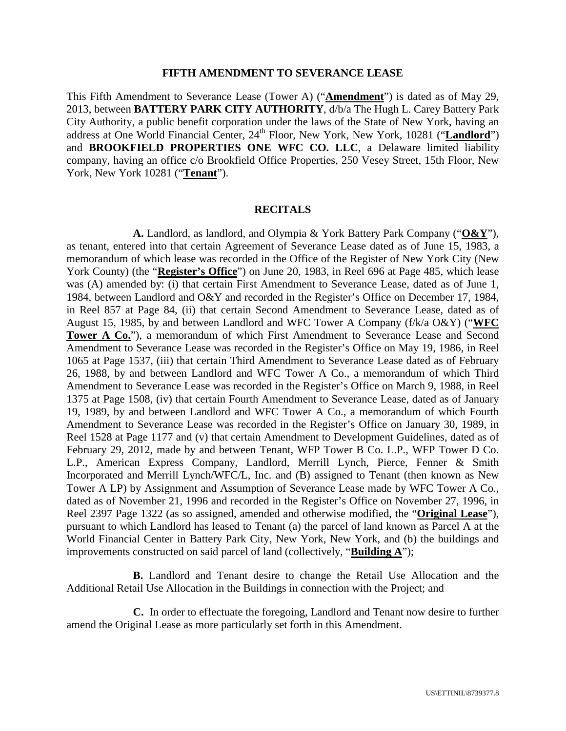# FIFTH AMENDMENT TO SEVERANCE LEASE

This Fifth Amendment to Severance Lease (Tower A) ("**Amendment**") is dated as of May 29, 2013, between **BATTERY PARK CITY AUTHORITY**, d/b/a The Hugh L. Carey Battery Park City Authority, a public benefit corporation under the laws of the State of New York, having an address at One World Financial Center, 24th Floor, New York, New York, 10281 ("**Landlord**") and **BROOKFIELD PROPERTIES ONE WFC CO. LLC**, a Delaware limited liability company, having an office c/o Brookfield Office Properties, 250 Vesey Street, 15th Floor, New York, New York 10281 ("**Tenant**").

## RECITALS

**A.** Landlord, as landlord, and Olympia & York Battery Park Company ("**O&Y**"), as tenant, entered into that certain Agreement of Severance Lease dated as of June 15, 1983, a memorandum of which lease was recorded in the Office of the Register of New York City (New York County) (the "**Register's Office**") on June 20, 1983, in Reel 696 at Page 485, which lease was (A) amended by: (i) that certain First Amendment to Severance Lease, dated as of June 1, 1984, between Landlord and O&Y and recorded in the Register's Office on December 17, 1984, in Reel 857 at Page 84, (ii) that certain Second Amendment to Severance Lease, dated as of August 15, 1985, by and between Landlord and WFC Tower A Company (f/k/a O&Y) ("**WFC Tower A Co.**"), a memorandum of which First Amendment to Severance Lease and Second Amendment to Severance Lease was recorded in the Register's Office on May 19, 1986, in Reel 1065 at Page 1537, (iii) that certain Third Amendment to Severance Lease dated as of February 26, 1988, by and between Landlord and WFC Tower A Co., a memorandum of which Third Amendment to Severance Lease was recorded in the Register's Office on March 9, 1988, in Reel 1375 at Page 1508, (iv) that certain Fourth Amendment to Severance Lease, dated as of January 19, 1989, by and between Landlord and WFC Tower A Co., a memorandum of which Fourth Amendment to Severance Lease was recorded in the Register's Office on January 30, 1989, in Reel 1528 at Page 1177 and (v) that certain Amendment to Development Guidelines, dated as of February 29, 2012, made by and between Tenant, WFP Tower B Co. L.P., WFP Tower D Co. L.P., American Express Company, Landlord, Merrill Lynch, Pierce, Fenner & Smith Incorporated and Merrill Lynch/WFC/L, Inc. and (B) assigned to Tenant (then known as New Tower A LP) by Assignment and Assumption of Severance Lease made by WFC Tower A Co., dated as of November 21, 1996 and recorded in the Register's Office on November 27, 1996, in Reel 2397 Page 1322 (as so assigned, amended and otherwise modified, the "**Original Lease**"), pursuant to which Landlord has leased to Tenant (a) the parcel of land known as Parcel A at the World Financial Center in Battery Park City, New York, New York, and (b) the buildings and improvements constructed on said parcel of land (collectively, "**Building A**");

**B.** Landlord and Tenant desire to change the Retail Use Allocation and the Additional Retail Use Allocation in the Buildings in connection with the Project; and

**C.** In order to effectuate the foregoing, Landlord and Tenant now desire to further amend the Original Lease as more particularly set forth in this Amendment.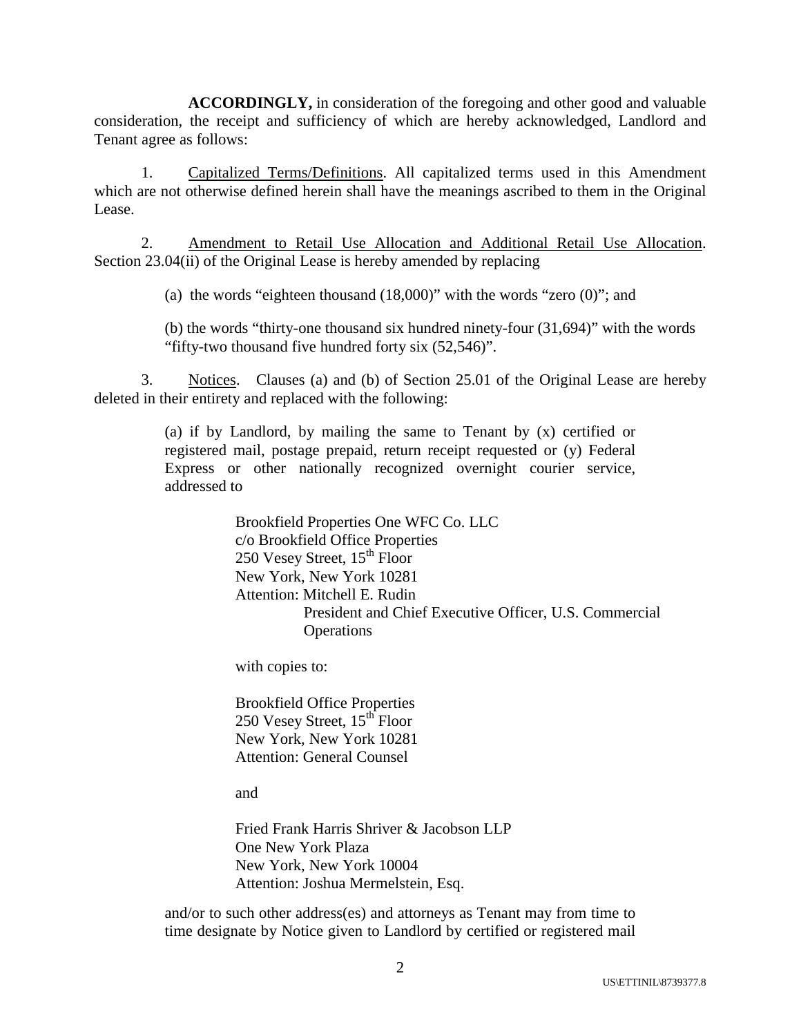**ACCORDINGLY,** in consideration of the foregoing and other good and valuable consideration, the receipt and sufficiency of which are hereby acknowledged, Landlord and Tenant agree as follows:

1. Capitalized Terms/Definitions. All capitalized terms used in this Amendment which are not otherwise defined herein shall have the meanings ascribed to them in the Original Lease.

2. Amendment to Retail Use Allocation and Additional Retail Use Allocation. Section 23.04(ii) of the Original Lease is hereby amended by replacing

(a) the words "eighteen thousand (18,000)" with the words "zero (0)"; and

(b) the words "thirty-one thousand six hundred ninety-four (31,694)" with the words "fifty-two thousand five hundred forty six (52,546)".

3. Notices. Clauses (a) and (b) of Section 25.01 of the Original Lease are hereby deleted in their entirety and replaced with the following:

> (a) if by Landlord, by mailing the same to Tenant by (x) certified or registered mail, postage prepaid, return receipt requested or (y) Federal Express or other nationally recognized overnight courier service, addressed to
>
> Brookfield Properties One WFC Co. LLC
> c/o Brookfield Office Properties
> 250 Vesey Street, 15th Floor
> New York, New York 10281
> Attention: Mitchell E. Rudin
> President and Chief Executive Officer, U.S. Commercial Operations
>
> with copies to:
>
> Brookfield Office Properties
> 250 Vesey Street, 15th Floor
> New York, New York 10281
> Attention: General Counsel
>
> and
>
> Fried Frank Harris Shriver & Jacobson LLP
> One New York Plaza
> New York, New York 10004
> Attention: Joshua Mermelstein, Esq.
>
> and/or to such other address(es) and attorneys as Tenant may from time to time designate by Notice given to Landlord by certified or registered mail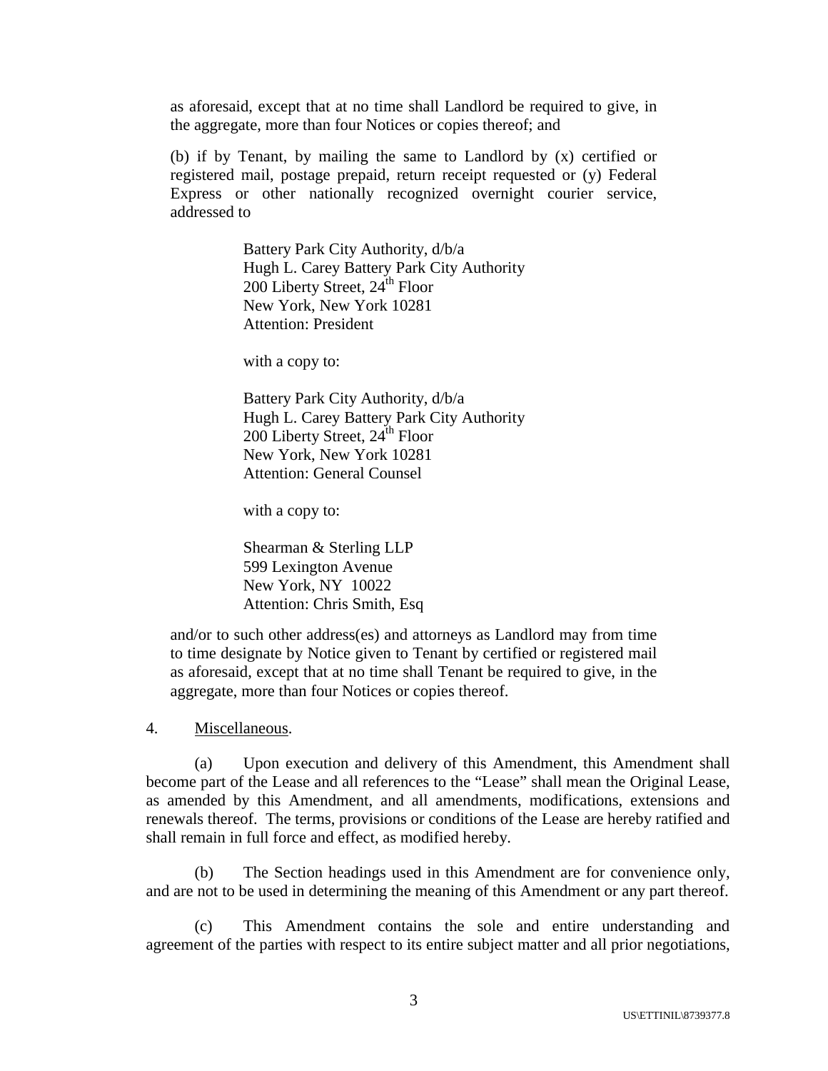as aforesaid, except that at no time shall Landlord be required to give, in the aggregate, more than four Notices or copies thereof; and

(b) if by Tenant, by mailing the same to Landlord by (x) certified or registered mail, postage prepaid, return receipt requested or (y) Federal Express or other nationally recognized overnight courier service, addressed to

> Battery Park City Authority, d/b/a
> Hugh L. Carey Battery Park City Authority
> 200 Liberty Street, 24th Floor
> New York, New York 10281
> Attention: President
>
> with a copy to:
>
> Battery Park City Authority, d/b/a
> Hugh L. Carey Battery Park City Authority
> 200 Liberty Street, 24th Floor
> New York, New York 10281
> Attention: General Counsel
>
> with a copy to:
>
> Shearman & Sterling LLP
> 599 Lexington Avenue
> New York, NY 10022
> Attention: Chris Smith, Esq

and/or to such other address(es) and attorneys as Landlord may from time to time designate by Notice given to Tenant by certified or registered mail as aforesaid, except that at no time shall Tenant be required to give, in the aggregate, more than four Notices or copies thereof.

4. Miscellaneous.

(a) Upon execution and delivery of this Amendment, this Amendment shall become part of the Lease and all references to the "Lease" shall mean the Original Lease, as amended by this Amendment, and all amendments, modifications, extensions and renewals thereof. The terms, provisions or conditions of the Lease are hereby ratified and shall remain in full force and effect, as modified hereby.

(b) The Section headings used in this Amendment are for convenience only, and are not to be used in determining the meaning of this Amendment or any part thereof.

(c) This Amendment contains the sole and entire understanding and agreement of the parties with respect to its entire subject matter and all prior negotiations,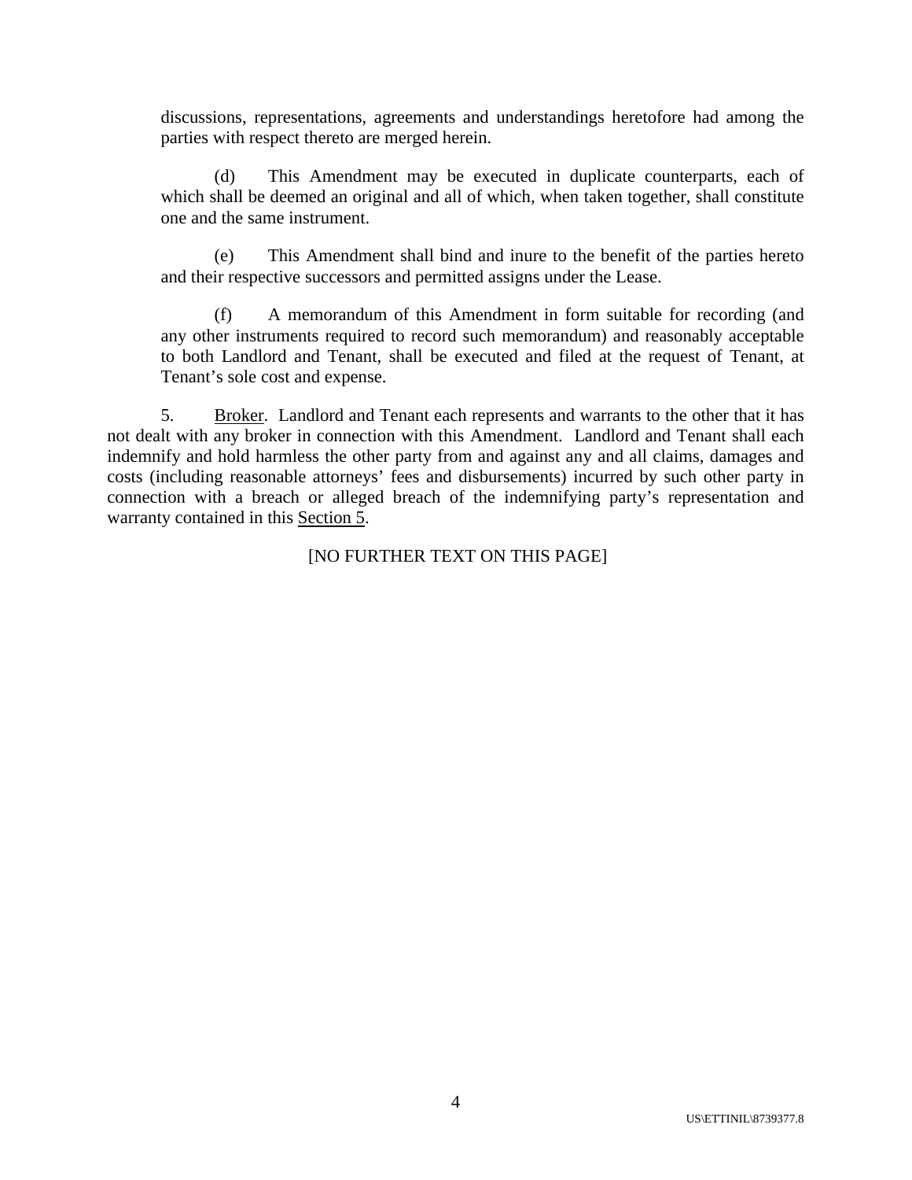discussions, representations, agreements and understandings heretofore had among the parties with respect thereto are merged herein.

(d) This Amendment may be executed in duplicate counterparts, each of which shall be deemed an original and all of which, when taken together, shall constitute one and the same instrument.

(e) This Amendment shall bind and inure to the benefit of the parties hereto and their respective successors and permitted assigns under the Lease.

(f) A memorandum of this Amendment in form suitable for recording (and any other instruments required to record such memorandum) and reasonably acceptable to both Landlord and Tenant, shall be executed and filed at the request of Tenant, at Tenant's sole cost and expense.

5. Broker. Landlord and Tenant each represents and warrants to the other that it has not dealt with any broker in connection with this Amendment. Landlord and Tenant shall each indemnify and hold harmless the other party from and against any and all claims, damages and costs (including reasonable attorneys' fees and disbursements) incurred by such other party in connection with a breach or alleged breach of the indemnifying party's representation and warranty contained in this Section 5.

[NO FURTHER TEXT ON THIS PAGE]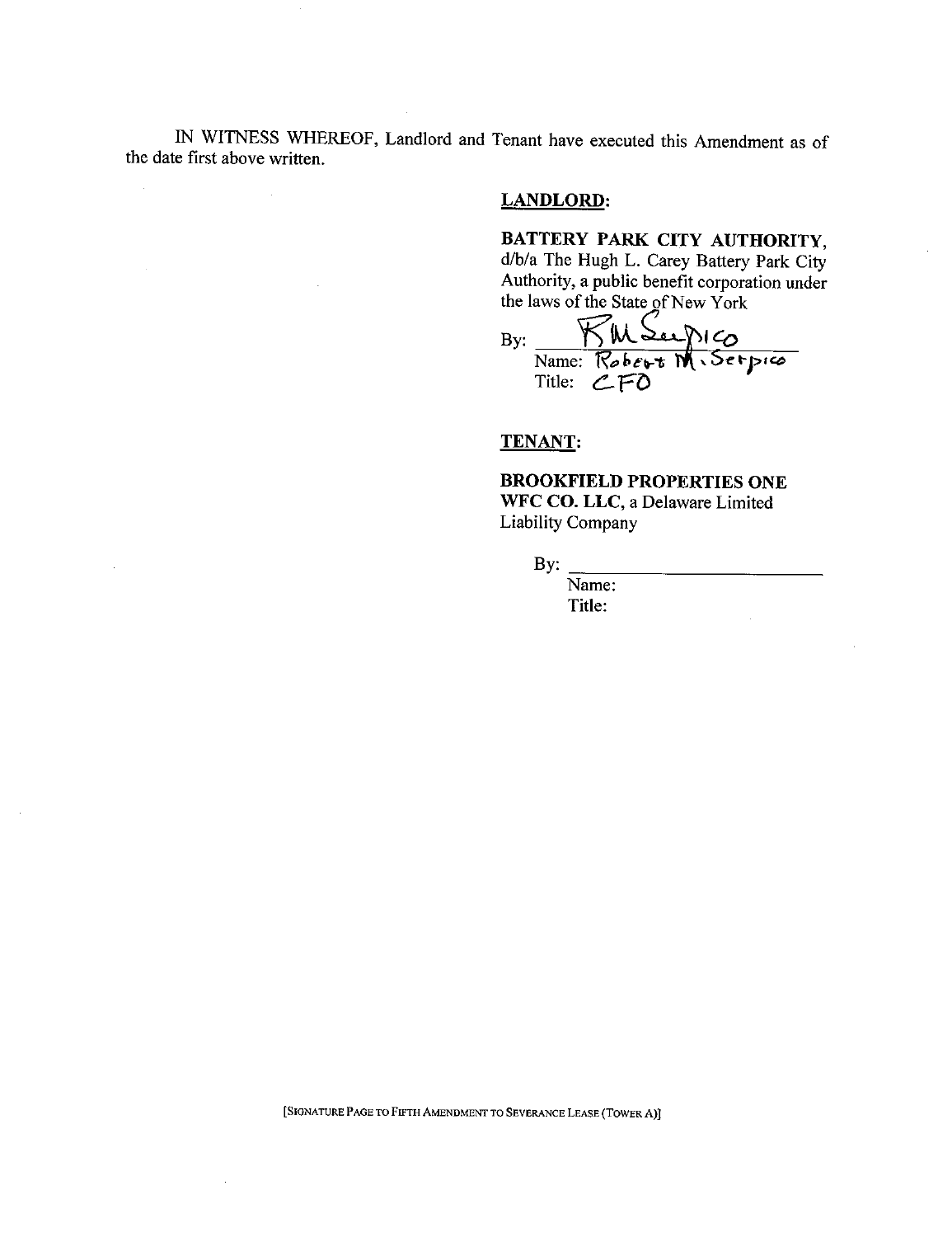IN WITNESS WHEREOF, Landlord and Tenant have executed this Amendment as of the date first above written.

**LANDLORD:**

**BATTERY PARK CITY AUTHORITY,** d/b/a The Hugh L. Carey Battery Park City Authority, a public benefit corporation under the laws of the State of New York

By: RM Serpico
Name: Robert M. Serpico
Title: CFO

**TENANT:**

**BROOKFIELD PROPERTIES ONE WFC CO. LLC,** a Delaware Limited Liability Company

By: ___________________________
Name:
Title:

[SIGNATURE PAGE TO FIFTH AMENDMENT TO SEVERANCE LEASE (TOWER A)]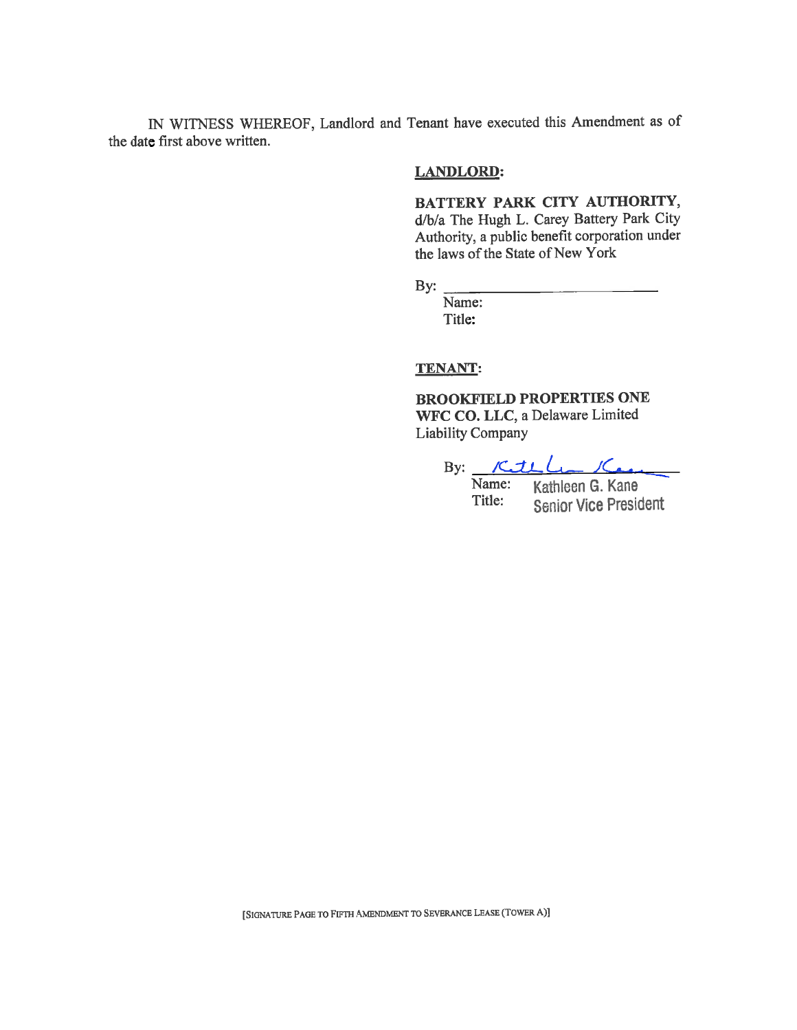IN WITNESS WHEREOF, Landlord and Tenant have executed this Amendment as of the date first above written.

**LANDLORD:**

**BATTERY PARK CITY AUTHORITY,** d/b/a The Hugh L. Carey Battery Park City Authority, a public benefit corporation under the laws of the State of New York

By: ______________________________
Name:
Title:

**TENANT:**

**BROOKFIELD PROPERTIES ONE WFC CO. LLC,** a Delaware Limited Liability Company

By: Kathleen Kane
Name: Kathleen G. Kane
Title: Senior Vice President

[SIGNATURE PAGE TO FIFTH AMENDMENT TO SEVERANCE LEASE (TOWER A)]